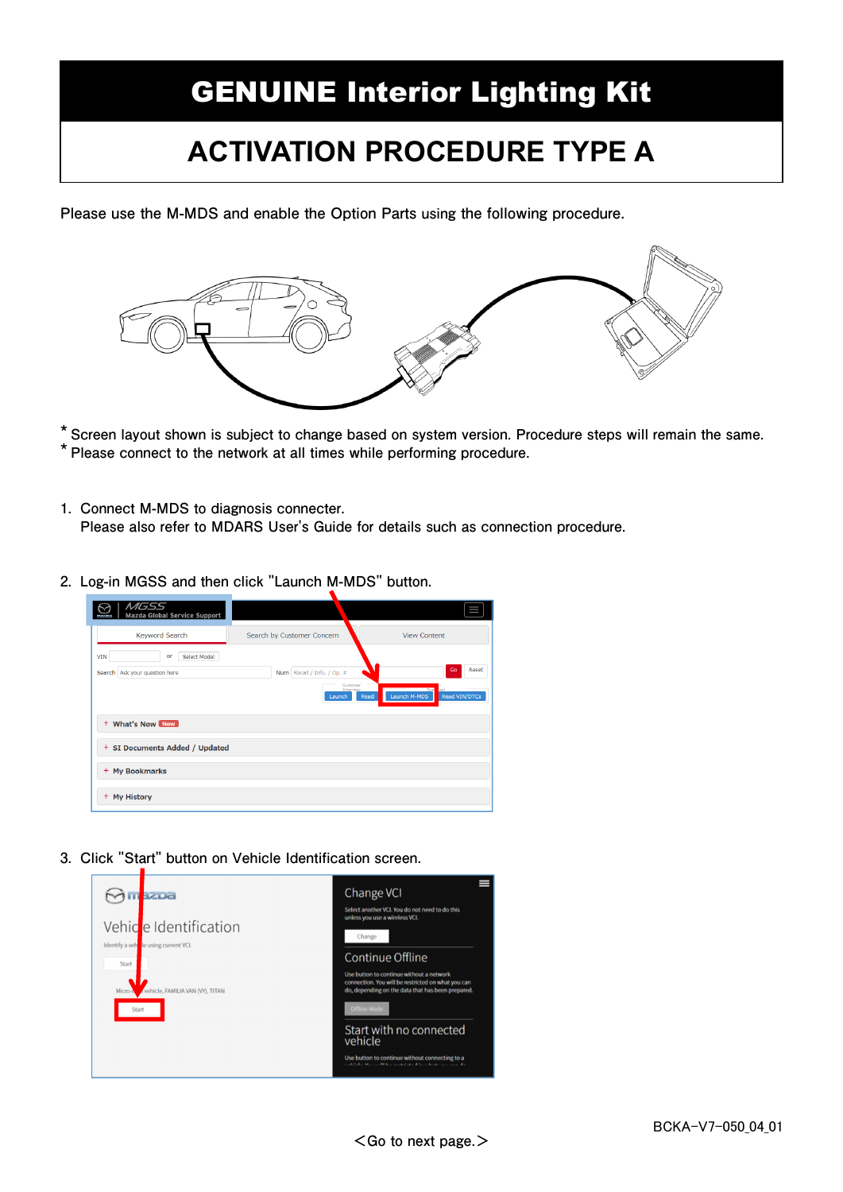# GENUINE Interior Lighting Kit

## ACTIVATION PROCEDURE TYPE A

Please use the M-MDS and enable the Option Parts using the following procedure.

* Screen layout shown is subject to change based on system version. Procedure steps will remain the same.
* Please connect to the network at all times while performing procedure.

1. Connect M-MDS to diagnosis connecter.
   Please also refer to MDARS User's Guide for details such as connection procedure.

2. Log-in MGSS and then click "Launch M-MDS" button.

3. Click "Start" button on Vehicle Identification screen.

BCKA-V7-050_04_01

<Go to next page.>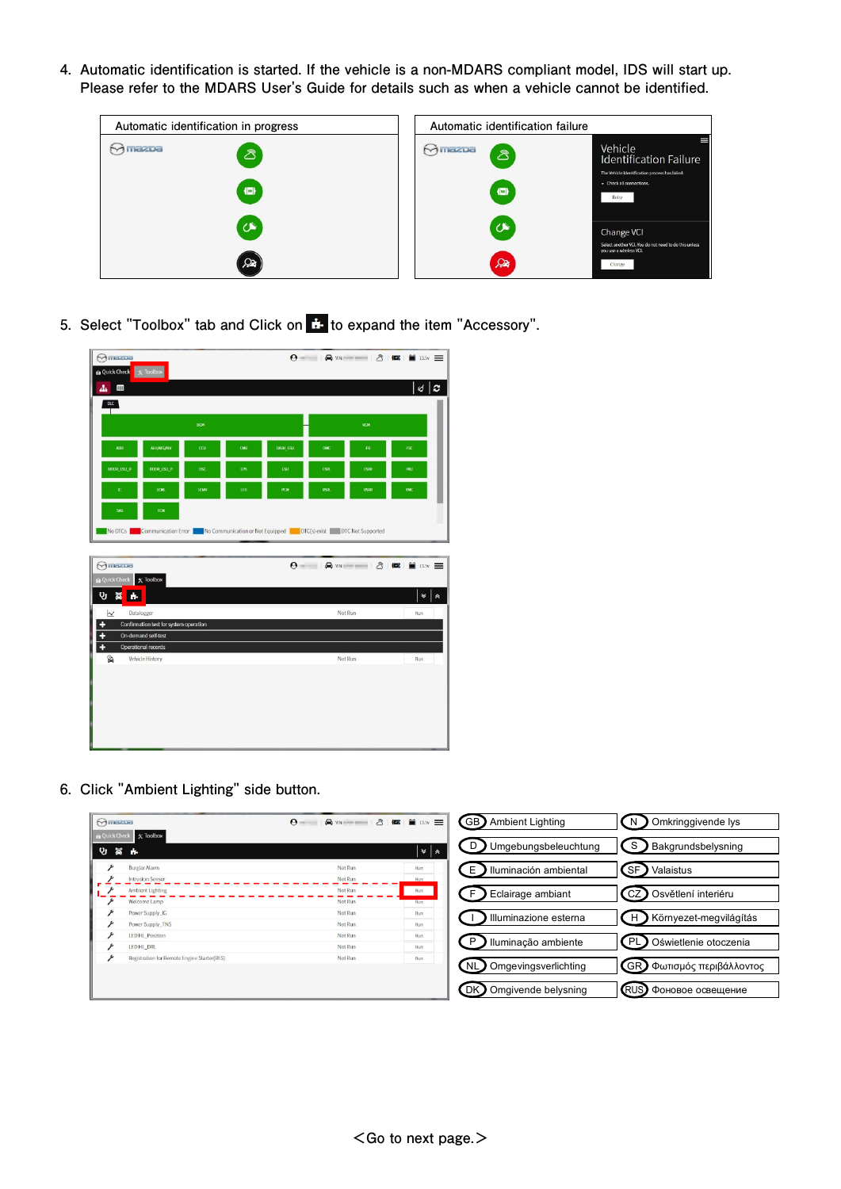4. Automatic identification is started. If the vehicle is a non-MDARS compliant model, IDS will start up. Please refer to the MDARS User's Guide for details such as when a vehicle cannot be identified.

| Automatic identification in progress | Automatic identification failure |
|---|---|

5. Select "Toolbox" tab and Click on  to expand the item "Accessory".

6. Click "Ambient Lighting" side button.

| | |
|---|---|
| GB Ambient Lighting | N Omkringgivende lys |
| D Umgebungsbeleuchtung | S Bakgrundsbelysning |
| E Iluminación ambiental | SF Valaistus |
| F Eclairage ambiant | CZ Osvětlení interiéru |
| I Illuminazione esterna | H Környezet-megvilágítás |
| P Iluminação ambiente | PL Oświetlenie otoczenia |
| NL Omgevingsverlichting | GR Φωτισμός περιβάλλοντος |
| DK Omgivende belysning | RUS Фоновое освещение |

<Go to next page.>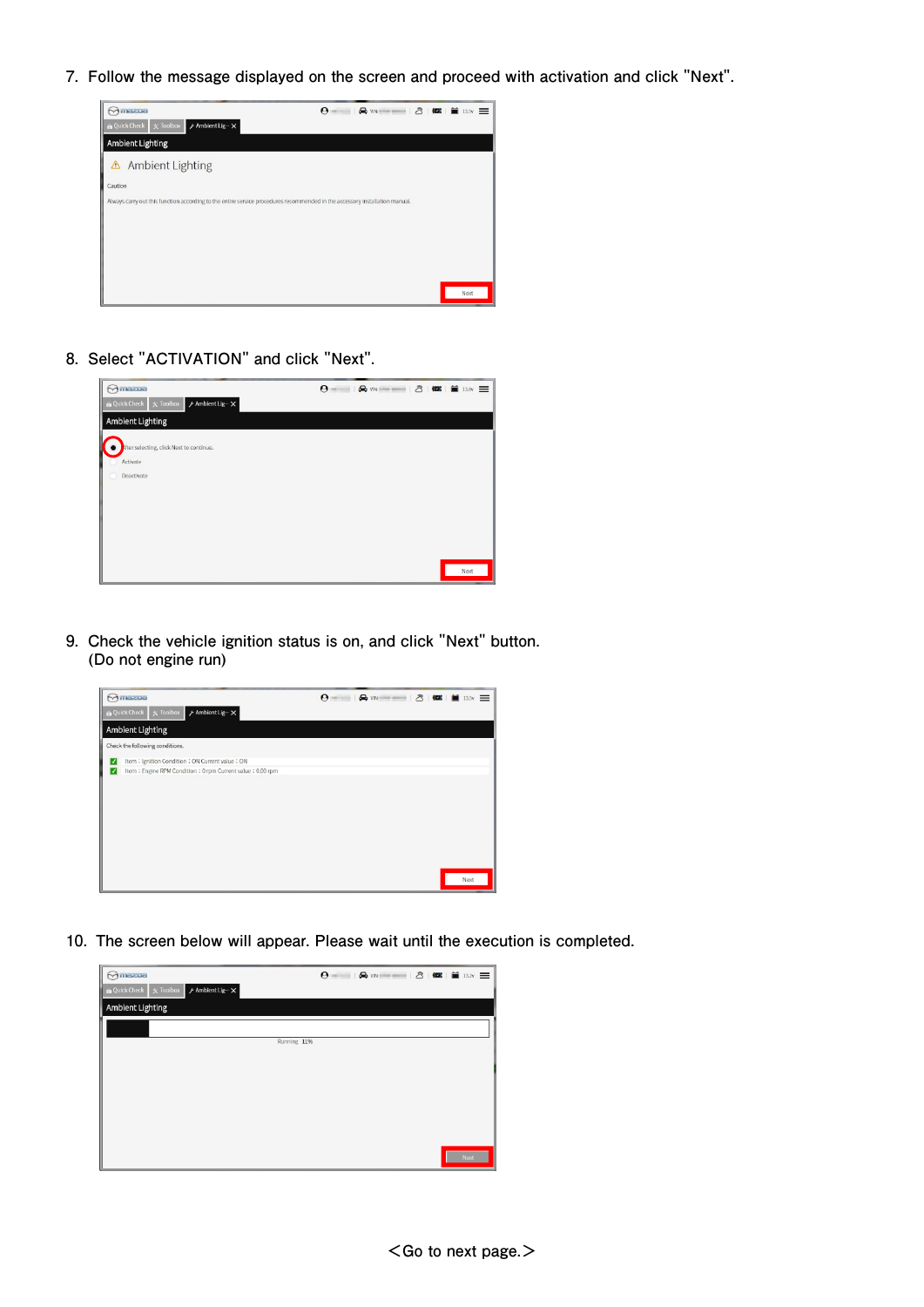7. Follow the message displayed on the screen and proceed with activation and click "Next".

8. Select "ACTIVATION" and click "Next".

9. Check the vehicle ignition status is on, and click "Next" button.
   (Do not engine run)

10. The screen below will appear. Please wait until the execution is completed.

<Go to next page.>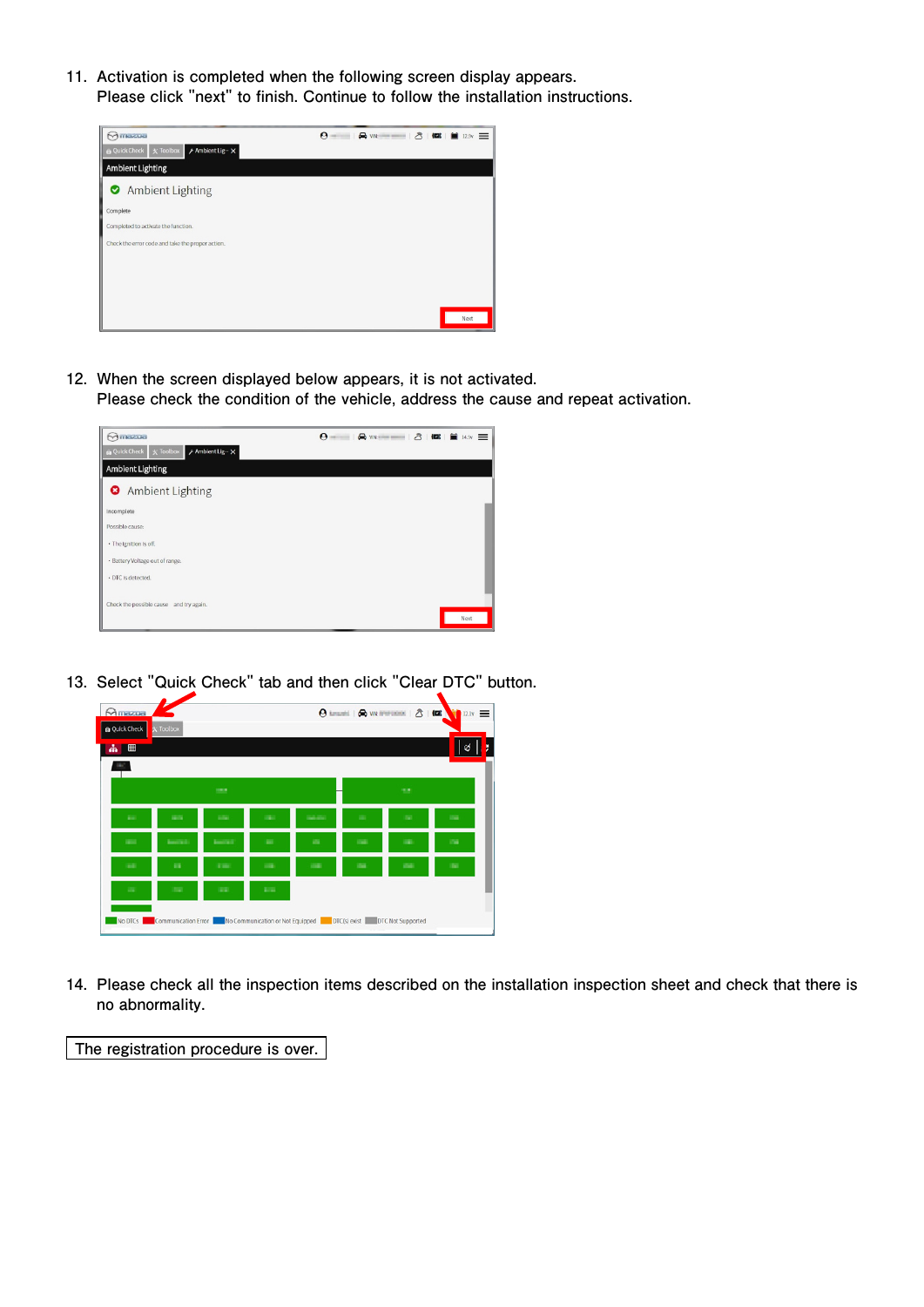11. Activation is completed when the following screen display appears.
    Please click "next" to finish. Continue to follow the installation instructions.

12. When the screen displayed below appears, it is not activated.
    Please check the condition of the vehicle, address the cause and repeat activation.

13. Select "Quick Check" tab and then click "Clear DTC" button.

14. Please check all the inspection items described on the installation inspection sheet and check that there is no abnormality.

The registration procedure is over.